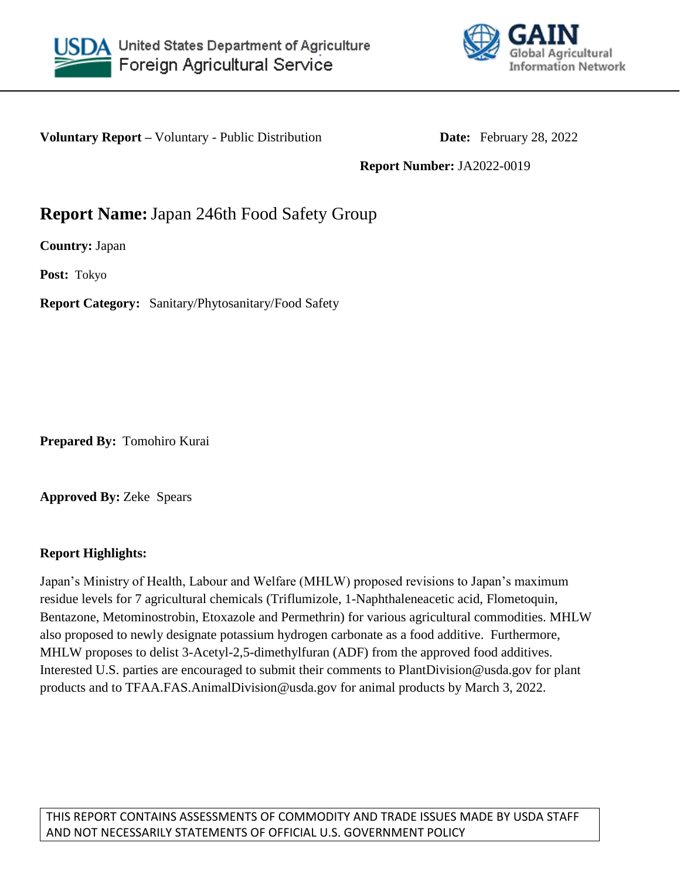United States Department of Agriculture
Foreign Agricultural Service

GAIN Global Agricultural Information Network

**Voluntary Report –** Voluntary - Public Distribution **Date:** February 28, 2022

**Report Number:** JA2022-0019

# **Report Name:** Japan 246th Food Safety Group

**Country:** Japan

**Post:** Tokyo

**Report Category:** Sanitary/Phytosanitary/Food Safety

**Prepared By:** Tomohiro Kurai

**Approved By:** Zeke Spears

**Report Highlights:**

Japan's Ministry of Health, Labour and Welfare (MHLW) proposed revisions to Japan's maximum residue levels for 7 agricultural chemicals (Triflumizole, 1-Naphthaleneacetic acid, Flometoquin, Bentazone, Metominostrobin, Etoxazole and Permethrin) for various agricultural commodities. MHLW also proposed to newly designate potassium hydrogen carbonate as a food additive. Furthermore, MHLW proposes to delist 3-Acetyl-2,5-dimethylfuran (ADF) from the approved food additives. Interested U.S. parties are encouraged to submit their comments to PlantDivision@usda.gov for plant products and to TFAA.FAS.AnimalDivision@usda.gov for animal products by March 3, 2022.

THIS REPORT CONTAINS ASSESSMENTS OF COMMODITY AND TRADE ISSUES MADE BY USDA STAFF AND NOT NECESSARILY STATEMENTS OF OFFICIAL U.S. GOVERNMENT POLICY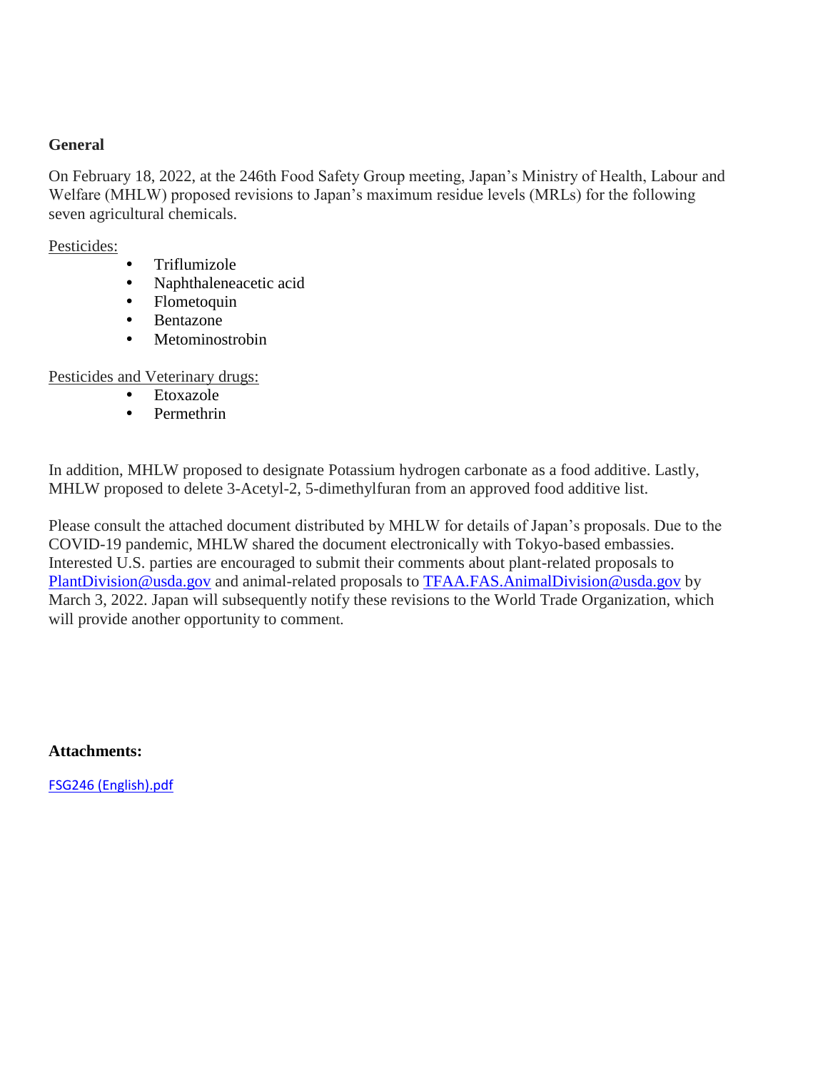**General**

On February 18, 2022, at the 246th Food Safety Group meeting, Japan's Ministry of Health, Labour and Welfare (MHLW) proposed revisions to Japan's maximum residue levels (MRLs) for the following seven agricultural chemicals.

Pesticides:

- Triflumizole
- Naphthaleneacetic acid
- Flometoquin
- Bentazone
- Metominostrobin

Pesticides and Veterinary drugs:

- Etoxazole
- Permethrin

In addition, MHLW proposed to designate Potassium hydrogen carbonate as a food additive. Lastly, MHLW proposed to delete 3-Acetyl-2, 5-dimethylfuran from an approved food additive list.

Please consult the attached document distributed by MHLW for details of Japan's proposals. Due to the COVID-19 pandemic, MHLW shared the document electronically with Tokyo-based embassies. Interested U.S. parties are encouraged to submit their comments about plant-related proposals to PlantDivision@usda.gov and animal-related proposals to TFAA.FAS.AnimalDivision@usda.gov by March 3, 2022. Japan will subsequently notify these revisions to the World Trade Organization, which will provide another opportunity to comment.

**Attachments:**

FSG246 (English).pdf